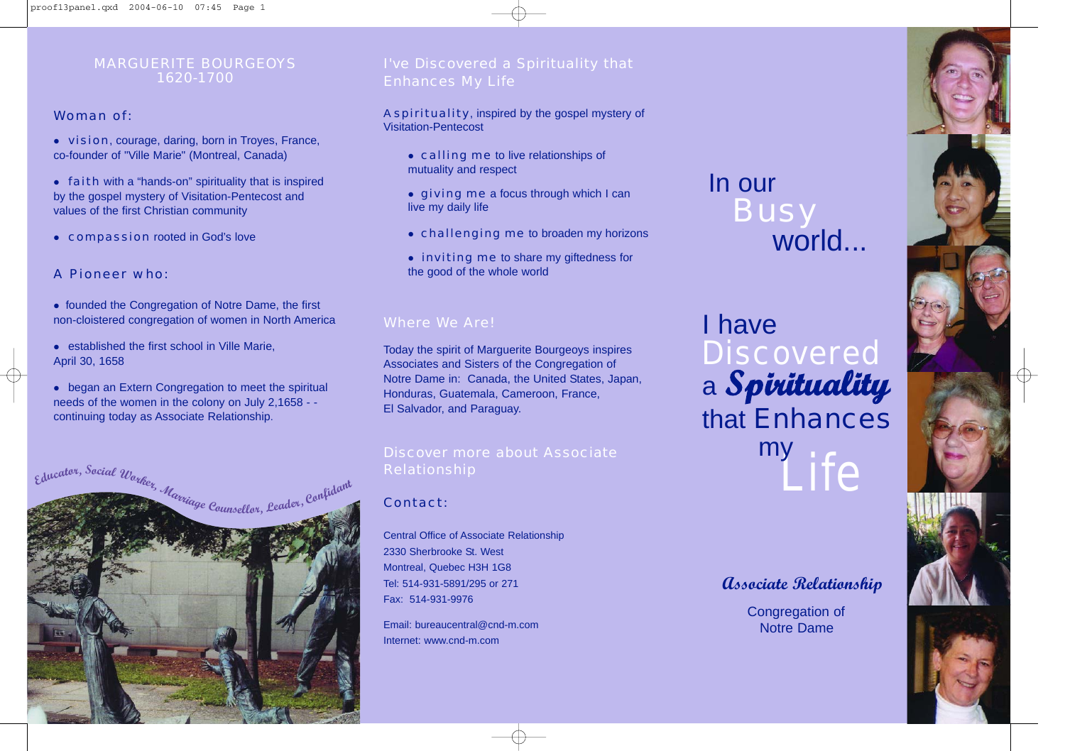## MARGUERITE BOURGEOYS
## 1620-1700

### Woman of:

- vision, courage, daring, born in Troyes, France, co-founder of "Ville Marie" (Montreal, Canada)
- faith with a "hands-on" spirituality that is inspired by the gospel mystery of Visitation-Pentecost and values of the first Christian community
- compassion rooted in God's love

### A Pioneer who:

- founded the Congregation of Notre Dame, the first non-cloistered congregation of women in North America
- established the first school in Ville Marie, April 30, 1658
- began an Extern Congregation to meet the spiritual needs of the women in the colony on July 2,1658 - - continuing today as Associate Relationship.

*Educator, Social Worker, Marriage Counsellor, Leader, Confidant*

## I've Discovered a Spirituality that Enhances My Life

A spirituality, inspired by the gospel mystery of Visitation-Pentecost

- calling me to live relationships of mutuality and respect
- giving me a focus through which I can live my daily life
- challenging me to broaden my horizons
- inviting me to share my giftedness for the good of the whole world

## Where We Are!

Today the spirit of Marguerite Bourgeoys inspires Associates and Sisters of the Congregation of Notre Dame in: Canada, the United States, Japan, Honduras, Guatemala, Cameroon, France, El Salvador, and Paraguay.

## Discover more about Associate Relationship

### Contact:

Central Office of Associate Relationship
2330 Sherbrooke St. West
Montreal, Quebec H3H 1G8
Tel: 514-931-5891/295 or 271
Fax: 514-931-9976

Email: bureaucentral@cnd-m.com
Internet: www.cnd-m.com

# In our Busy world...

# I have Discovered a ***Spirituality*** that Enhances my Life

**Associate Relationship**

Congregation of Notre Dame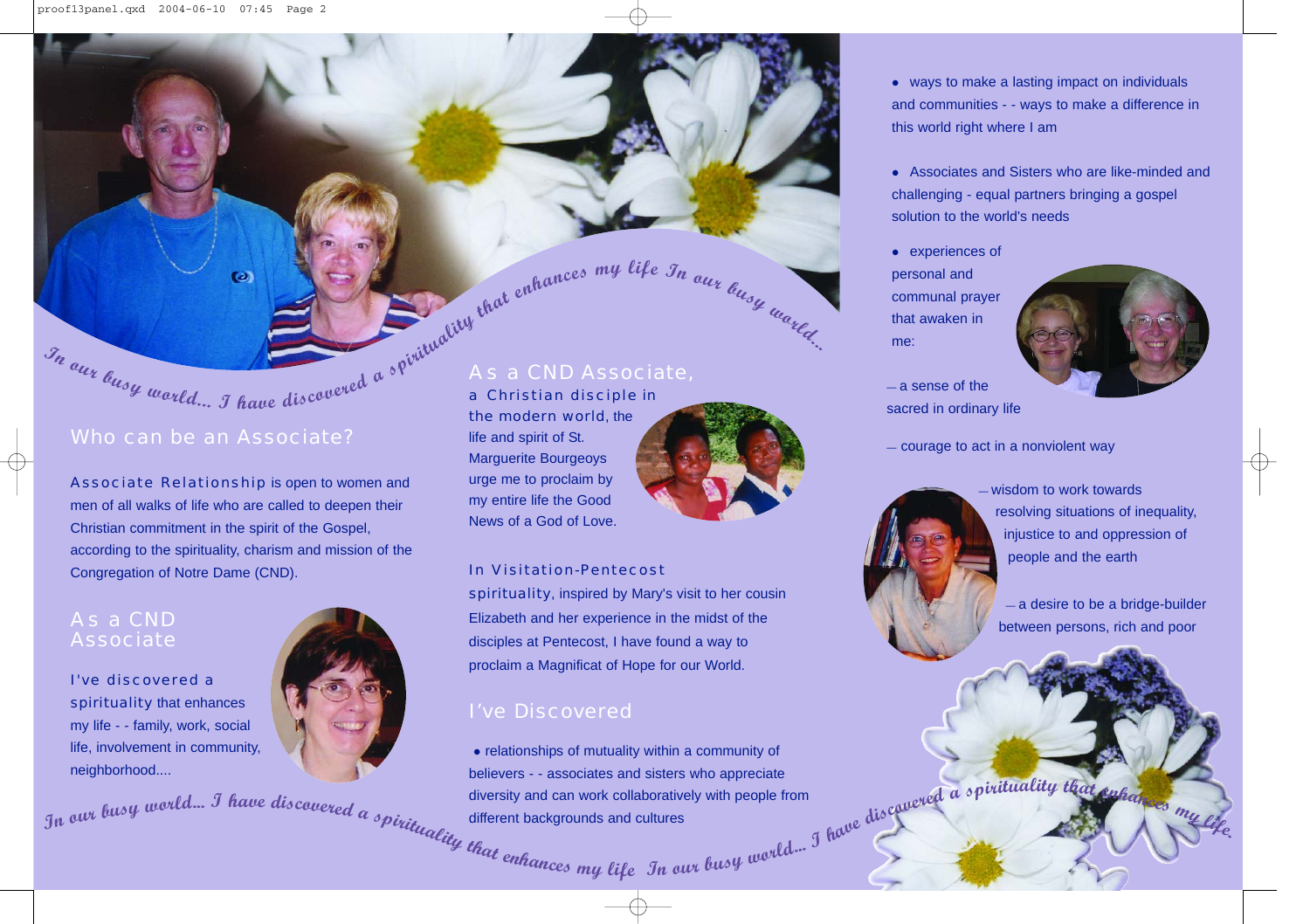*In our busy world... I have discovered a spirituality that enhances my life In our busy world...*

## Who can be an Associate?

**Associate Relationship** is open to women and men of all walks of life who are called to deepen their Christian commitment in the spirit of the Gospel, according to the spirituality, charism and mission of the Congregation of Notre Dame (CND).

## As a CND Associate

I've discovered a spirituality that enhances my life - - family, work, social life, involvement in community, neighborhood....

*In our busy world... I have discovered a spirituality that enhances my life In our busy world... I have discovered a spirituality that enhances my life.*

## As a CND Associate,

a Christian disciple in the modern world, the life and spirit of St. Marguerite Bourgeoys urge me to proclaim by my entire life the Good News of a God of Love.

In Visitation-Pentecost spirituality, inspired by Mary's visit to her cousin Elizabeth and her experience in the midst of the disciples at Pentecost, I have found a way to proclaim a Magnificat of Hope for our World.

## I've Discovered

- relationships of mutuality within a community of believers - - associates and sisters who appreciate diversity and can work collaboratively with people from different backgrounds and cultures
- ways to make a lasting impact on individuals and communities - - ways to make a difference in this world right where I am
- Associates and Sisters who are like-minded and challenging - equal partners bringing a gospel solution to the world's needs
- experiences of personal and communal prayer that awaken in me:

– a sense of the sacred in ordinary life

– courage to act in a nonviolent way

– wisdom to work towards resolving situations of inequality, injustice to and oppression of people and the earth

– a desire to be a bridge-builder between persons, rich and poor